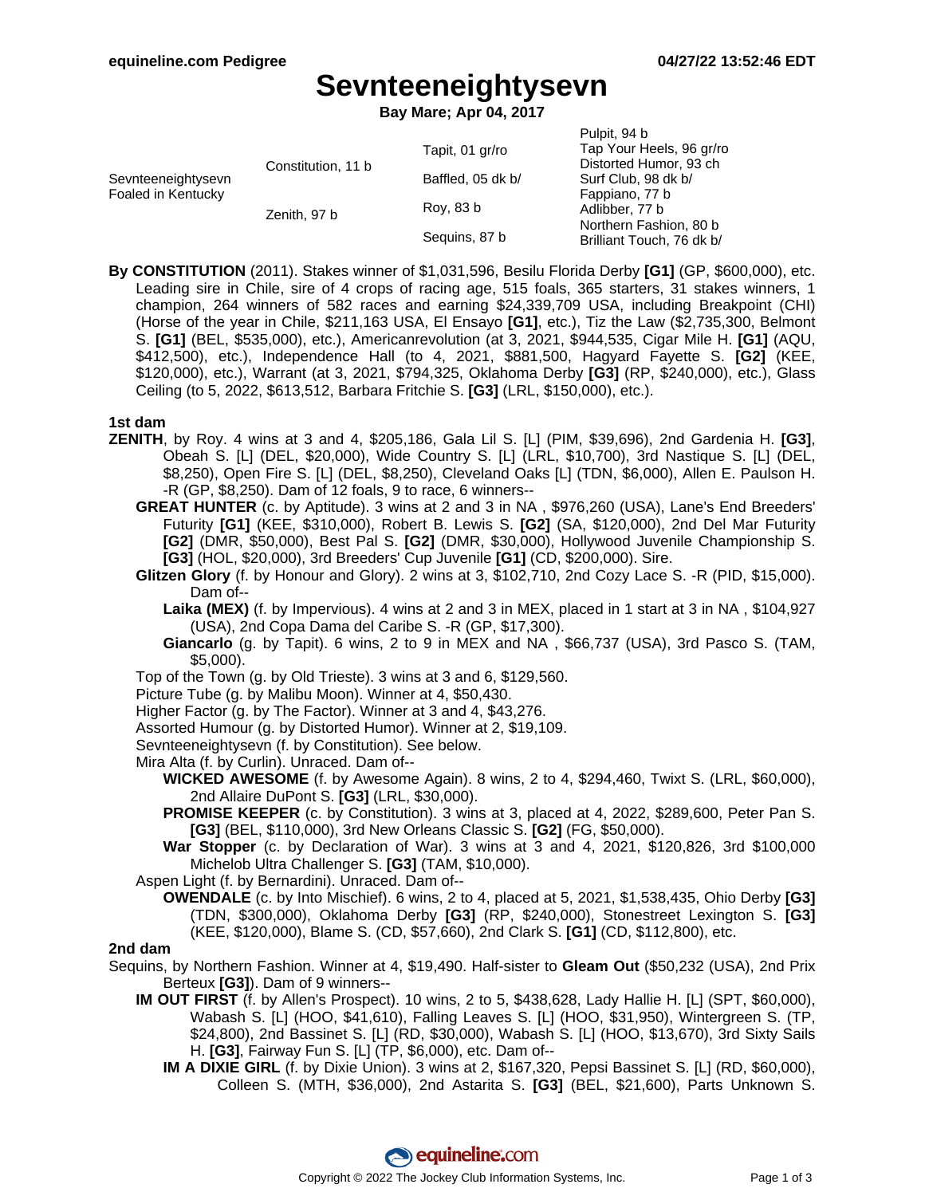# Sevnteeneightysevn

**Bay Mare; Apr 04, 2017**

| | | | |
|---|---|---|---|
| Sevnteeneightysevn Foaled in Kentucky | Constitution, 11 b | Tapit, 01 gr/ro | Pulpit, 94 b |
| | | | Tap Your Heels, 96 gr/ro |
| | | Baffled, 05 dk b/ | Distorted Humor, 93 ch |
| | | | Surf Club, 98 dk b/ |
| | Zenith, 97 b | Roy, 83 b | Fappiano, 77 b |
| | | | Adlibber, 77 b |
| | | Sequins, 87 b | Northern Fashion, 80 b |
| | | | Brilliant Touch, 76 dk b/ |

**By CONSTITUTION** (2011). Stakes winner of $1,031,596, Besilu Florida Derby **[G1]** (GP, $600,000), etc. Leading sire in Chile, sire of 4 crops of racing age, 515 foals, 365 starters, 31 stakes winners, 1 champion, 264 winners of 582 races and earning $24,339,709 USA, including Breakpoint (CHI) (Horse of the year in Chile, $211,163 USA, El Ensayo **[G1]**, etc.), Tiz the Law ($2,735,300, Belmont S. **[G1]** (BEL, $535,000), etc.), Americanrevolution (at 3, 2021, $944,535, Cigar Mile H. **[G1]** (AQU, $412,500), etc.), Independence Hall (to 4, 2021, $881,500, Hagyard Fayette S. **[G2]** (KEE, $120,000), etc.), Warrant (at 3, 2021, $794,325, Oklahoma Derby **[G3]** (RP, $240,000), etc.), Glass Ceiling (to 5, 2022, $613,512, Barbara Fritchie S. **[G3]** (LRL, $150,000), etc.).

### 1st dam

**ZENITH**, by Roy. 4 wins at 3 and 4, $205,186, Gala Lil S. [L] (PIM, $39,696), 2nd Gardenia H. **[G3]**, Obeah S. [L] (DEL, $20,000), Wide Country S. [L] (LRL, $10,700), 3rd Nastique S. [L] (DEL, $8,250), Open Fire S. [L] (DEL, $8,250), Cleveland Oaks [L] (TDN, $6,000), Allen E. Paulson H. -R (GP, $8,250). Dam of 12 foals, 9 to race, 6 winners--

- **GREAT HUNTER** (c. by Aptitude). 3 wins at 2 and 3 in NA , $976,260 (USA), Lane's End Breeders' Futurity **[G1]** (KEE, $310,000), Robert B. Lewis S. **[G2]** (SA, $120,000), 2nd Del Mar Futurity **[G2]** (DMR, $50,000), Best Pal S. **[G2]** (DMR, $30,000), Hollywood Juvenile Championship S. **[G3]** (HOL, $20,000), 3rd Breeders' Cup Juvenile **[G1]** (CD, $200,000). Sire.
- **Glitzen Glory** (f. by Honour and Glory). 2 wins at 3, $102,710, 2nd Cozy Lace S. -R (PID, $15,000). Dam of--
  - **Laika (MEX)** (f. by Impervious). 4 wins at 2 and 3 in MEX, placed in 1 start at 3 in NA , $104,927 (USA), 2nd Copa Dama del Caribe S. -R (GP, $17,300).
  - **Giancarlo** (g. by Tapit). 6 wins, 2 to 9 in MEX and NA , $66,737 (USA), 3rd Pasco S. (TAM, $5,000).
- Top of the Town (g. by Old Trieste). 3 wins at 3 and 6, $129,560.
- Picture Tube (g. by Malibu Moon). Winner at 4, $50,430.
- Higher Factor (g. by The Factor). Winner at 3 and 4, $43,276.
- Assorted Humour (g. by Distorted Humor). Winner at 2, $19,109.
- Sevnteeneightysevn (f. by Constitution). See below.
- Mira Alta (f. by Curlin). Unraced. Dam of--
  - **WICKED AWESOME** (f. by Awesome Again). 8 wins, 2 to 4, $294,460, Twixt S. (LRL, $60,000), 2nd Allaire DuPont S. **[G3]** (LRL, $30,000).
  - **PROMISE KEEPER** (c. by Constitution). 3 wins at 3, placed at 4, 2022, $289,600, Peter Pan S. **[G3]** (BEL, $110,000), 3rd New Orleans Classic S. **[G2]** (FG, $50,000).
  - **War Stopper** (c. by Declaration of War). 3 wins at 3 and 4, 2021, $120,826, 3rd $100,000 Michelob Ultra Challenger S. **[G3]** (TAM, $10,000).
- Aspen Light (f. by Bernardini). Unraced. Dam of--
  - **OWENDALE** (c. by Into Mischief). 6 wins, 2 to 4, placed at 5, 2021, $1,538,435, Ohio Derby **[G3]** (TDN, $300,000), Oklahoma Derby **[G3]** (RP, $240,000), Stonestreet Lexington S. **[G3]** (KEE, $120,000), Blame S. (CD, $57,660), 2nd Clark S. **[G1]** (CD, $112,800), etc.

### 2nd dam

Sequins, by Northern Fashion. Winner at 4, $19,490. Half-sister to **Gleam Out** ($50,232 (USA), 2nd Prix Berteux **[G3]**). Dam of 9 winners--

- **IM OUT FIRST** (f. by Allen's Prospect). 10 wins, 2 to 5, $438,628, Lady Hallie H. [L] (SPT, $60,000), Wabash S. [L] (HOO, $41,610), Falling Leaves S. [L] (HOO, $31,950), Wintergreen S. (TP, $24,800), 2nd Bassinet S. [L] (RD, $30,000), Wabash S. [L] (HOO, $13,670), 3rd Sixty Sails H. **[G3]**, Fairway Fun S. [L] (TP, $6,000), etc. Dam of--
  - **IM A DIXIE GIRL** (f. by Dixie Union). 3 wins at 2, $167,320, Pepsi Bassinet S. [L] (RD, $60,000), Colleen S. (MTH, $36,000), 2nd Astarita S. **[G3]** (BEL, $21,600), Parts Unknown S.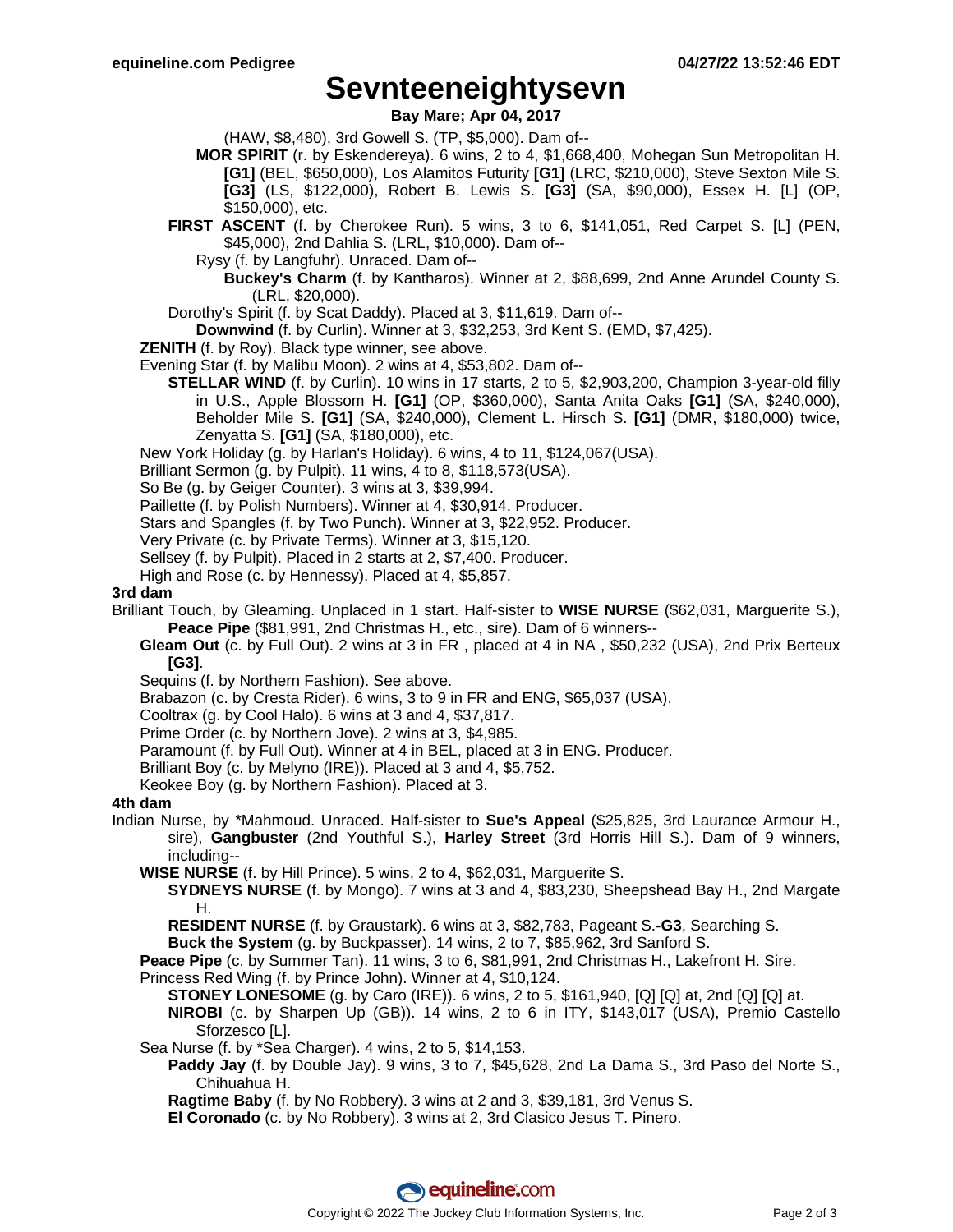# Sevnteeneightysevn

**Bay Mare; Apr 04, 2017**

(HAW, $8,480), 3rd Gowell S. (TP, $5,000). Dam of--

**MOR SPIRIT** (r. by Eskendereya). 6 wins, 2 to 4, $1,668,400, Mohegan Sun Metropolitan H. **[G1]** (BEL, $650,000), Los Alamitos Futurity **[G1]** (LRC, $210,000), Steve Sexton Mile S. **[G3]** (LS, $122,000), Robert B. Lewis S. **[G3]** (SA, $90,000), Essex H. [L] (OP, $150,000), etc.

**FIRST ASCENT** (f. by Cherokee Run). 5 wins, 3 to 6, $141,051, Red Carpet S. [L] (PEN, $45,000), 2nd Dahlia S. (LRL, $10,000). Dam of--

Rysy (f. by Langfuhr). Unraced. Dam of--

**Buckey's Charm** (f. by Kantharos). Winner at 2, $88,699, 2nd Anne Arundel County S. (LRL, $20,000).

Dorothy's Spirit (f. by Scat Daddy). Placed at 3, $11,619. Dam of--

**Downwind** (f. by Curlin). Winner at 3, $32,253, 3rd Kent S. (EMD, $7,425).

**ZENITH** (f. by Roy). Black type winner, see above.

Evening Star (f. by Malibu Moon). 2 wins at 4, $53,802. Dam of--

**STELLAR WIND** (f. by Curlin). 10 wins in 17 starts, 2 to 5, $2,903,200, Champion 3-year-old filly in U.S., Apple Blossom H. **[G1]** (OP, $360,000), Santa Anita Oaks **[G1]** (SA, $240,000), Beholder Mile S. **[G1]** (SA, $240,000), Clement L. Hirsch S. **[G1]** (DMR, $180,000) twice, Zenyatta S. **[G1]** (SA, $180,000), etc.

New York Holiday (g. by Harlan's Holiday). 6 wins, 4 to 11, $124,067(USA).

Brilliant Sermon (g. by Pulpit). 11 wins, 4 to 8, $118,573(USA).

So Be (g. by Geiger Counter). 3 wins at 3, $39,994.

Paillette (f. by Polish Numbers). Winner at 4, $30,914. Producer.

Stars and Spangles (f. by Two Punch). Winner at 3, $22,952. Producer.

Very Private (c. by Private Terms). Winner at 3, $15,120.

Sellsey (f. by Pulpit). Placed in 2 starts at 2, $7,400. Producer.

High and Rose (c. by Hennessy). Placed at 4, $5,857.

**3rd dam**

Brilliant Touch, by Gleaming. Unplaced in 1 start. Half-sister to **WISE NURSE** ($62,031, Marguerite S.), **Peace Pipe** ($81,991, 2nd Christmas H., etc., sire). Dam of 6 winners--

**Gleam Out** (c. by Full Out). 2 wins at 3 in FR , placed at 4 in NA , $50,232 (USA), 2nd Prix Berteux **[G3]**.

Sequins (f. by Northern Fashion). See above.

Brabazon (c. by Cresta Rider). 6 wins, 3 to 9 in FR and ENG, $65,037 (USA).

Cooltrax (g. by Cool Halo). 6 wins at 3 and 4, $37,817.

Prime Order (c. by Northern Jove). 2 wins at 3, $4,985.

Paramount (f. by Full Out). Winner at 4 in BEL, placed at 3 in ENG. Producer.

Brilliant Boy (c. by Melyno (IRE)). Placed at 3 and 4, $5,752.

Keokee Boy (g. by Northern Fashion). Placed at 3.

**4th dam**

Indian Nurse, by *Mahmoud. Unraced. Half-sister to **Sue's Appeal** ($25,825, 3rd Laurance Armour H., sire), **Gangbuster** (2nd Youthful S.), **Harley Street** (3rd Horris Hill S.). Dam of 9 winners, including--

**WISE NURSE** (f. by Hill Prince). 5 wins, 2 to 4, $62,031, Marguerite S.

**SYDNEYS NURSE** (f. by Mongo). 7 wins at 3 and 4, $83,230, Sheepshead Bay H., 2nd Margate H.

**RESIDENT NURSE** (f. by Graustark). 6 wins at 3, $82,783, Pageant S.**-G3**, Searching S.

**Buck the System** (g. by Buckpasser). 14 wins, 2 to 7, $85,962, 3rd Sanford S.

**Peace Pipe** (c. by Summer Tan). 11 wins, 3 to 6, $81,991, 2nd Christmas H., Lakefront H. Sire.

Princess Red Wing (f. by Prince John). Winner at 4, $10,124.

**STONEY LONESOME** (g. by Caro (IRE)). 6 wins, 2 to 5, $161,940, [Q] [Q] at, 2nd [Q] [Q] at.

**NIROBI** (c. by Sharpen Up (GB)). 14 wins, 2 to 6 in ITY, $143,017 (USA), Premio Castello Sforzesco [L].

Sea Nurse (f. by *Sea Charger). 4 wins, 2 to 5, $14,153.

**Paddy Jay** (f. by Double Jay). 9 wins, 3 to 7, $45,628, 2nd La Dama S., 3rd Paso del Norte S., Chihuahua H.

**Ragtime Baby** (f. by No Robbery). 3 wins at 2 and 3, $39,181, 3rd Venus S.

**El Coronado** (c. by No Robbery). 3 wins at 2, 3rd Clasico Jesus T. Pinero.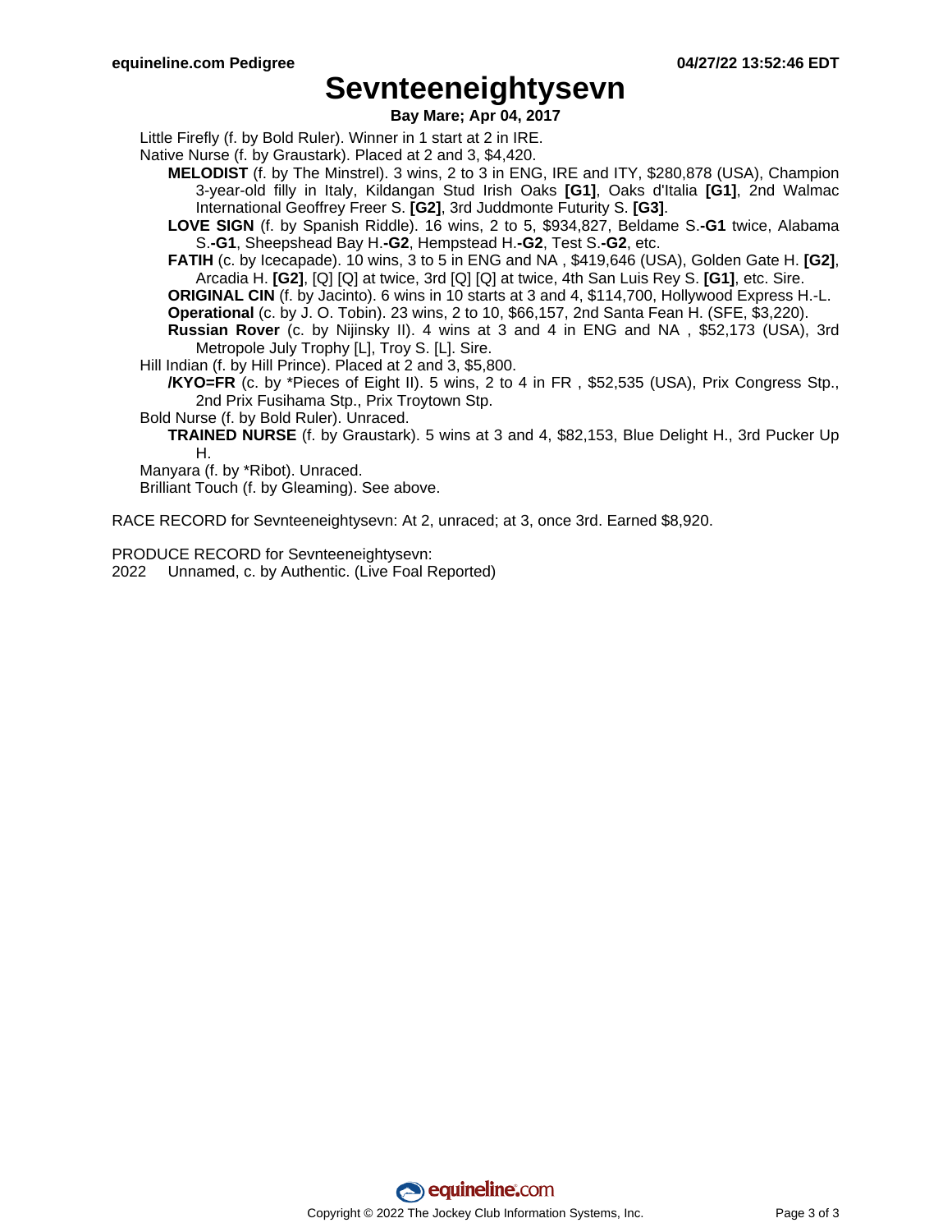# Sevnteeneightysevn

**Bay Mare; Apr 04, 2017**

Little Firefly (f. by Bold Ruler). Winner in 1 start at 2 in IRE.

Native Nurse (f. by Graustark). Placed at 2 and 3, $4,420.

- **MELODIST** (f. by The Minstrel). 3 wins, 2 to 3 in ENG, IRE and ITY, $280,878 (USA), Champion 3-year-old filly in Italy, Kildangan Stud Irish Oaks **[G1]**, Oaks d'Italia **[G1]**, 2nd Walmac International Geoffrey Freer S. **[G2]**, 3rd Juddmonte Futurity S. **[G3]**.
- **LOVE SIGN** (f. by Spanish Riddle). 16 wins, 2 to 5, $934,827, Beldame S.**-G1** twice, Alabama S.**-G1**, Sheepshead Bay H.**-G2**, Hempstead H.**-G2**, Test S.**-G2**, etc.
- **FATIH** (c. by Icecapade). 10 wins, 3 to 5 in ENG and NA , $419,646 (USA), Golden Gate H. **[G2]**, Arcadia H. **[G2]**, [Q] [Q] at twice, 3rd [Q] [Q] at twice, 4th San Luis Rey S. **[G1]**, etc. Sire.
- **ORIGINAL CIN** (f. by Jacinto). 6 wins in 10 starts at 3 and 4, $114,700, Hollywood Express H.-L.
- **Operational** (c. by J. O. Tobin). 23 wins, 2 to 10, $66,157, 2nd Santa Fean H. (SFE, $3,220).
- **Russian Rover** (c. by Nijinsky II). 4 wins at 3 and 4 in ENG and NA , $52,173 (USA), 3rd Metropole July Trophy [L], Troy S. [L]. Sire.

Hill Indian (f. by Hill Prince). Placed at 2 and 3, $5,800.

- **/KYO=FR** (c. by *Pieces of Eight II). 5 wins, 2 to 4 in FR , $52,535 (USA), Prix Congress Stp., 2nd Prix Fusihama Stp., Prix Troytown Stp.

Bold Nurse (f. by Bold Ruler). Unraced.

- **TRAINED NURSE** (f. by Graustark). 5 wins at 3 and 4, $82,153, Blue Delight H., 3rd Pucker Up H.

Manyara (f. by *Ribot). Unraced.

Brilliant Touch (f. by Gleaming). See above.

RACE RECORD for Sevnteeneightysevn: At 2, unraced; at 3, once 3rd. Earned $8,920.

PRODUCE RECORD for Sevnteeneightysevn:

2022 Unnamed, c. by Authentic. (Live Foal Reported)